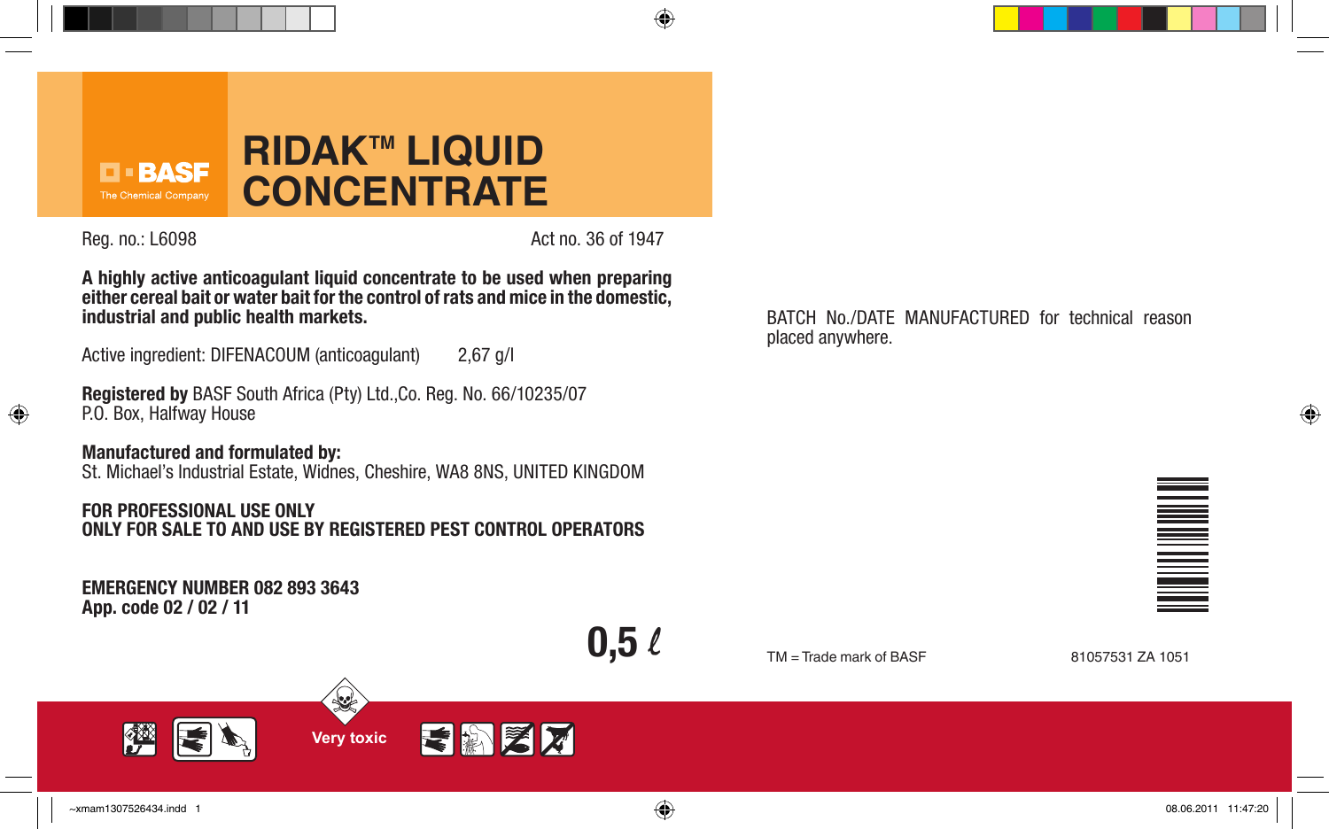BASF
The Chemical Company

# RIDAK™ LIQUID CONCENTRATE

Reg. no.: L6098

Act no. 36 of 1947

**A highly active anticoagulant liquid concentrate to be used when preparing either cereal bait or water bait for the control of rats and mice in the domestic, industrial and public health markets.**

Active ingredient: DIFENACOUM (anticoagulant) 2,67 g/l

**Registered by** BASF South Africa (Pty) Ltd.,Co. Reg. No. 66/10235/07
P.O. Box, Halfway House

**Manufactured and formulated by:**
St. Michael's Industrial Estate, Widnes, Cheshire, WA8 8NS, UNITED KINGDOM

**FOR PROFESSIONAL USE ONLY**
**ONLY FOR SALE TO AND USE BY REGISTERED PEST CONTROL OPERATORS**

**EMERGENCY NUMBER 082 893 3643**
**App. code 02 / 02 / 11**

**0,5 ℓ**

BATCH No./DATE MANUFACTURED for technical reason placed anywhere.

TM = Trade mark of BASF

81057531 ZA 1051

**Very toxic**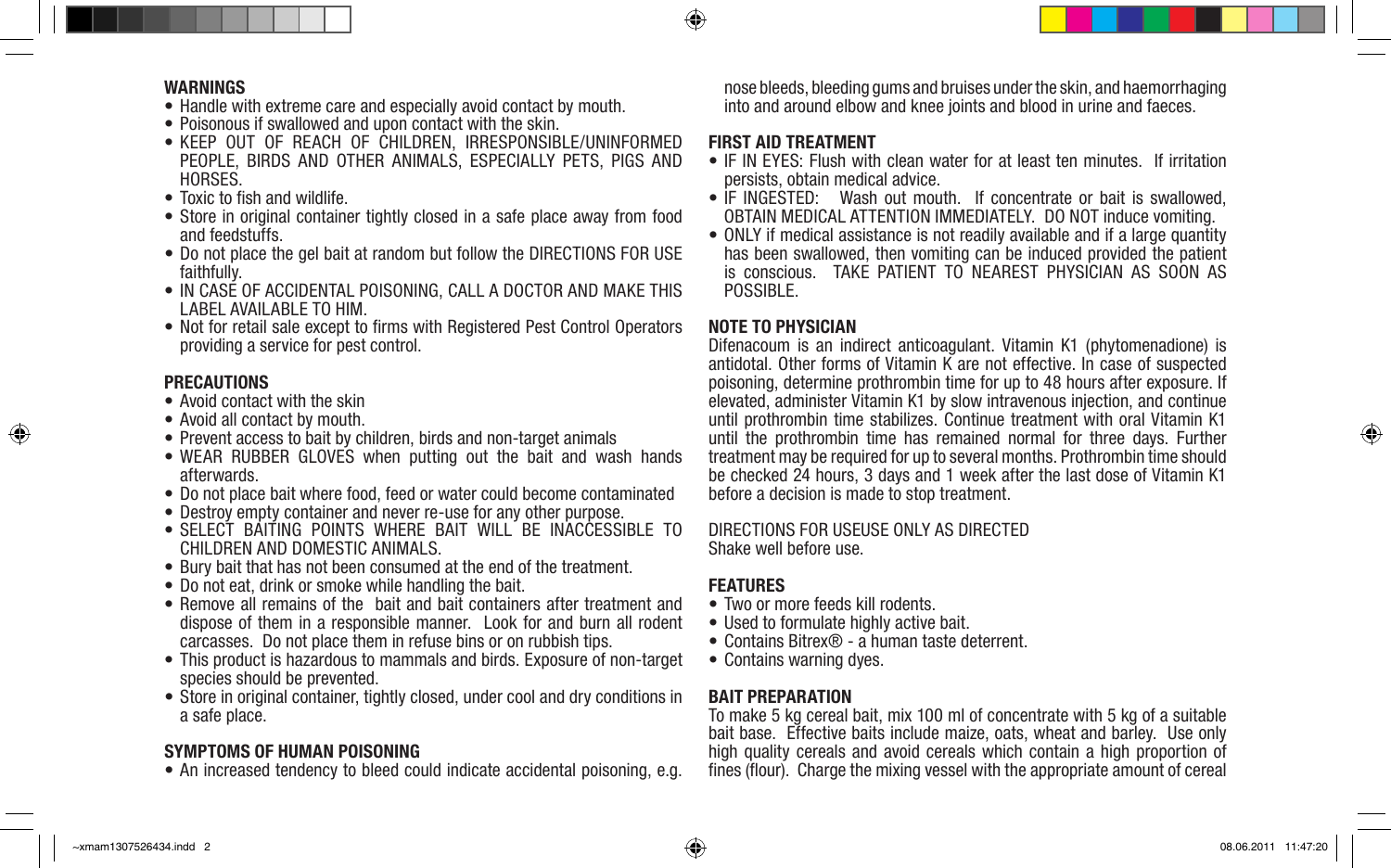## WARNINGS

- Handle with extreme care and especially avoid contact by mouth.
- Poisonous if swallowed and upon contact with the skin.
- KEEP OUT OF REACH OF CHILDREN, IRRESPONSIBLE/UNINFORMED PEOPLE, BIRDS AND OTHER ANIMALS, ESPECIALLY PETS, PIGS AND HORSES.
- Toxic to fish and wildlife.
- Store in original container tightly closed in a safe place away from food and feedstuffs.
- Do not place the gel bait at random but follow the DIRECTIONS FOR USE faithfully.
- IN CASE OF ACCIDENTAL POISONING, CALL A DOCTOR AND MAKE THIS LABEL AVAILABLE TO HIM.
- Not for retail sale except to firms with Registered Pest Control Operators providing a service for pest control.

## PRECAUTIONS

- Avoid contact with the skin
- Avoid all contact by mouth.
- Prevent access to bait by children, birds and non-target animals
- WEAR RUBBER GLOVES when putting out the bait and wash hands afterwards.
- Do not place bait where food, feed or water could become contaminated
- Destroy empty container and never re-use for any other purpose.
- SELECT BAITING POINTS WHERE BAIT WILL BE INACCESSIBLE TO CHILDREN AND DOMESTIC ANIMALS.
- Bury bait that has not been consumed at the end of the treatment.
- Do not eat, drink or smoke while handling the bait.
- Remove all remains of the bait and bait containers after treatment and dispose of them in a responsible manner. Look for and burn all rodent carcasses. Do not place them in refuse bins or on rubbish tips.
- This product is hazardous to mammals and birds. Exposure of non-target species should be prevented.
- Store in original container, tightly closed, under cool and dry conditions in a safe place.

## SYMPTOMS OF HUMAN POISONING

- An increased tendency to bleed could indicate accidental poisoning, e.g. nose bleeds, bleeding gums and bruises under the skin, and haemorrhaging into and around elbow and knee joints and blood in urine and faeces.

## FIRST AID TREATMENT

- IF IN EYES: Flush with clean water for at least ten minutes. If irritation persists, obtain medical advice.
- IF INGESTED: Wash out mouth. If concentrate or bait is swallowed, OBTAIN MEDICAL ATTENTION IMMEDIATELY. DO NOT induce vomiting.
- ONLY if medical assistance is not readily available and if a large quantity has been swallowed, then vomiting can be induced provided the patient is conscious. TAKE PATIENT TO NEAREST PHYSICIAN AS SOON AS POSSIBLE.

## NOTE TO PHYSICIAN

Difenacoum is an indirect anticoagulant. Vitamin K1 (phytomenadione) is antidotal. Other forms of Vitamin K are not effective. In case of suspected poisoning, determine prothrombin time for up to 48 hours after exposure. If elevated, administer Vitamin K1 by slow intravenous injection, and continue until prothrombin time stabilizes. Continue treatment with oral Vitamin K1 until the prothrombin time has remained normal for three days. Further treatment may be required for up to several months. Prothrombin time should be checked 24 hours, 3 days and 1 week after the last dose of Vitamin K1 before a decision is made to stop treatment.

DIRECTIONS FOR USEUSE ONLY AS DIRECTED
Shake well before use.

## FEATURES

- Two or more feeds kill rodents.
- Used to formulate highly active bait.
- Contains Bitrex® - a human taste deterrent.
- Contains warning dyes.

## BAIT PREPARATION

To make 5 kg cereal bait, mix 100 ml of concentrate with 5 kg of a suitable bait base. Effective baits include maize, oats, wheat and barley. Use only high quality cereals and avoid cereals which contain a high proportion of fines (flour). Charge the mixing vessel with the appropriate amount of cereal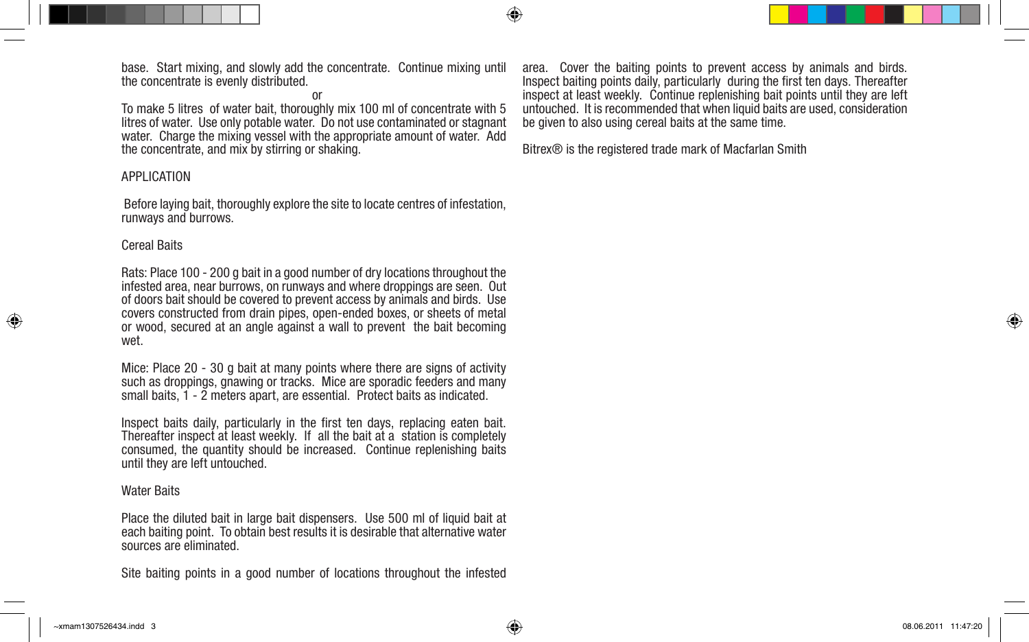base. Start mixing, and slowly add the concentrate. Continue mixing until the concentrate is evenly distributed.

or

To make 5 litres of water bait, thoroughly mix 100 ml of concentrate with 5 litres of water. Use only potable water. Do not use contaminated or stagnant water. Charge the mixing vessel with the appropriate amount of water. Add the concentrate, and mix by stirring or shaking.

## APPLICATION

Before laying bait, thoroughly explore the site to locate centres of infestation, runways and burrows.

### Cereal Baits

Rats: Place 100 - 200 g bait in a good number of dry locations throughout the infested area, near burrows, on runways and where droppings are seen. Out of doors bait should be covered to prevent access by animals and birds. Use covers constructed from drain pipes, open-ended boxes, or sheets of metal or wood, secured at an angle against a wall to prevent the bait becoming wet.

Mice: Place 20 - 30 g bait at many points where there are signs of activity such as droppings, gnawing or tracks. Mice are sporadic feeders and many small baits, 1 - 2 meters apart, are essential. Protect baits as indicated.

Inspect baits daily, particularly in the first ten days, replacing eaten bait. Thereafter inspect at least weekly. If all the bait at a station is completely consumed, the quantity should be increased. Continue replenishing baits until they are left untouched.

### Water Baits

Place the diluted bait in large bait dispensers. Use 500 ml of liquid bait at each baiting point. To obtain best results it is desirable that alternative water sources are eliminated.

Site baiting points in a good number of locations throughout the infested area. Cover the baiting points to prevent access by animals and birds. Inspect baiting points daily, particularly during the first ten days. Thereafter inspect at least weekly. Continue replenishing bait points until they are left untouched. It is recommended that when liquid baits are used, consideration be given to also using cereal baits at the same time.

Bitrex® is the registered trade mark of Macfarlan Smith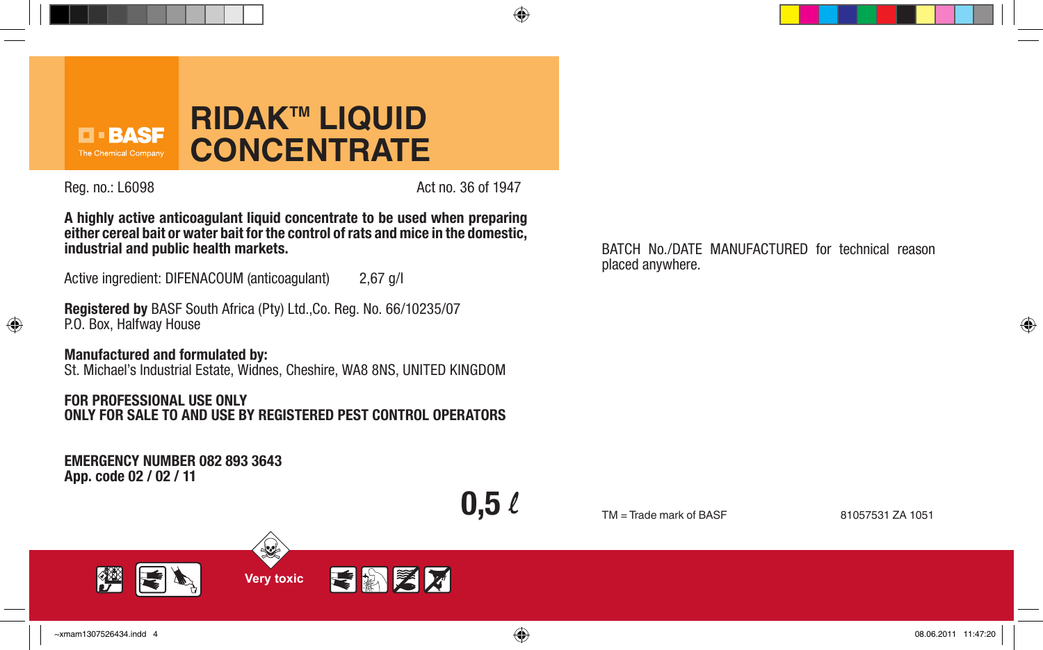BASF
The Chemical Company

# RIDAK™ LIQUID CONCENTRATE

Reg. no.: L6098

Act no. 36 of 1947

**A highly active anticoagulant liquid concentrate to be used when preparing either cereal bait or water bait for the control of rats and mice in the domestic, industrial and public health markets.**

Active ingredient: DIFENACOUM (anticoagulant) 2,67 g/l

**Registered by** BASF South Africa (Pty) Ltd.,Co. Reg. No. 66/10235/07
P.O. Box, Halfway House

**Manufactured and formulated by:**
St. Michael's Industrial Estate, Widnes, Cheshire, WA8 8NS, UNITED KINGDOM

**FOR PROFESSIONAL USE ONLY**
**ONLY FOR SALE TO AND USE BY REGISTERED PEST CONTROL OPERATORS**

**EMERGENCY NUMBER 082 893 3643**
**App. code 02 / 02 / 11**

**0,5 ℓ**

BATCH No./DATE MANUFACTURED for technical reason placed anywhere.

TM = Trade mark of BASF

81057531 ZA 1051

**Very toxic**